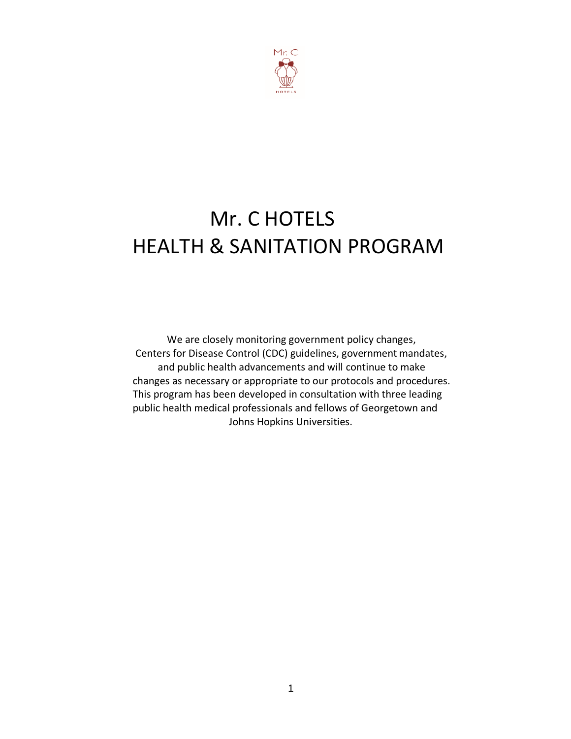# Mr. C HOTELS
# HEALTH & SANITATION PROGRAM

We are closely monitoring government policy changes, Centers for Disease Control (CDC) guidelines, government mandates, and public health advancements and will continue to make changes as necessary or appropriate to our protocols and procedures. This program has been developed in consultation with three leading public health medical professionals and fellows of Georgetown and Johns Hopkins Universities.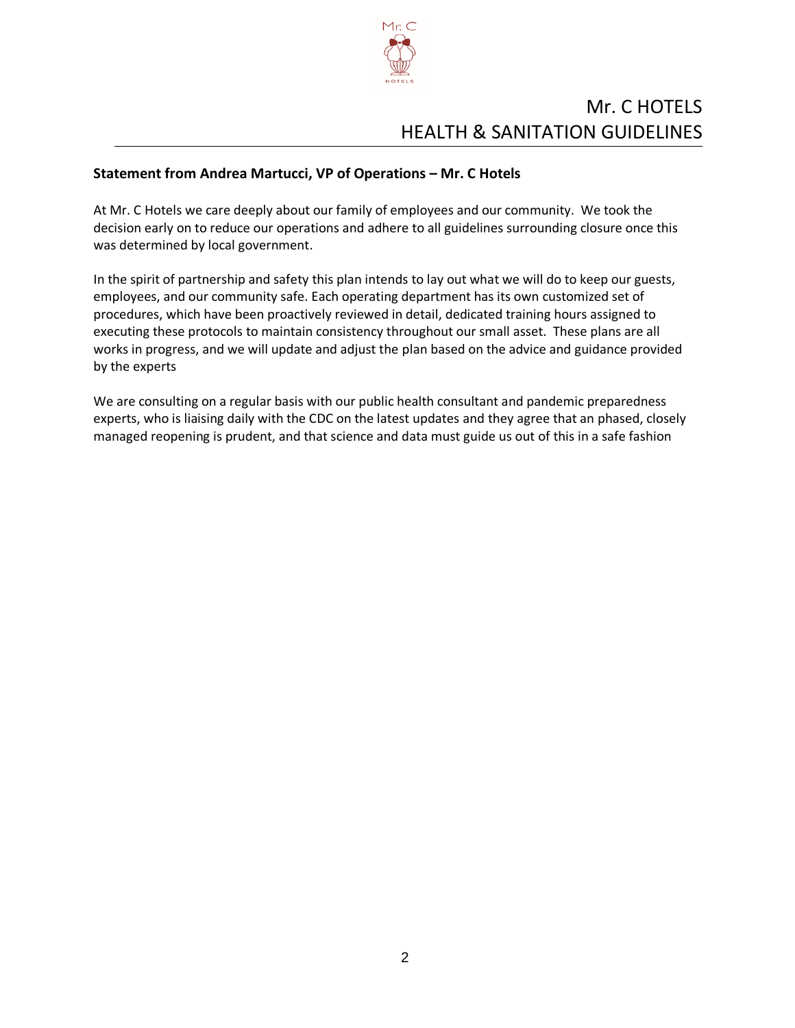# Mr. C HOTELS
# HEALTH & SANITATION GUIDELINES

**Statement from Andrea Martucci, VP of Operations – Mr. C Hotels**

At Mr. C Hotels we care deeply about our family of employees and our community. We took the decision early on to reduce our operations and adhere to all guidelines surrounding closure once this was determined by local government.

In the spirit of partnership and safety this plan intends to lay out what we will do to keep our guests, employees, and our community safe. Each operating department has its own customized set of procedures, which have been proactively reviewed in detail, dedicated training hours assigned to executing these protocols to maintain consistency throughout our small asset. These plans are all works in progress, and we will update and adjust the plan based on the advice and guidance provided by the experts

We are consulting on a regular basis with our public health consultant and pandemic preparedness experts, who is liaising daily with the CDC on the latest updates and they agree that an phased, closely managed reopening is prudent, and that science and data must guide us out of this in a safe fashion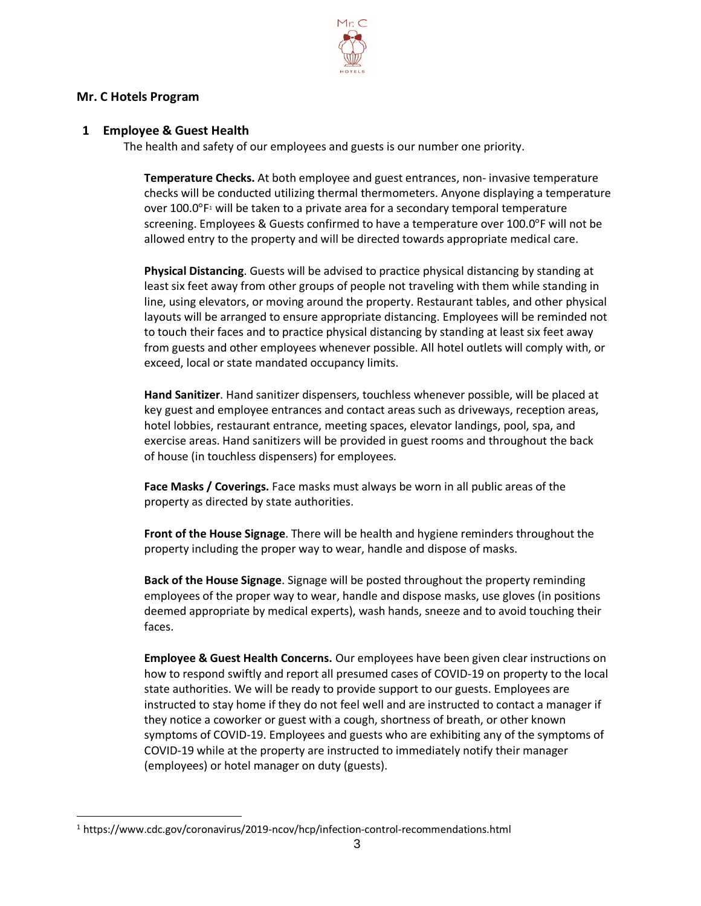## Mr. C Hotels Program

### 1 Employee & Guest Health

The health and safety of our employees and guests is our number one priority.

**Temperature Checks.** At both employee and guest entrances, non- invasive temperature checks will be conducted utilizing thermal thermometers. Anyone displaying a temperature over 100.0°F[1] will be taken to a private area for a secondary temporal temperature screening. Employees & Guests confirmed to have a temperature over 100.0°F will not be allowed entry to the property and will be directed towards appropriate medical care.

**Physical Distancing**. Guests will be advised to practice physical distancing by standing at least six feet away from other groups of people not traveling with them while standing in line, using elevators, or moving around the property. Restaurant tables, and other physical layouts will be arranged to ensure appropriate distancing. Employees will be reminded not to touch their faces and to practice physical distancing by standing at least six feet away from guests and other employees whenever possible. All hotel outlets will comply with, or exceed, local or state mandated occupancy limits.

**Hand Sanitizer**. Hand sanitizer dispensers, touchless whenever possible, will be placed at key guest and employee entrances and contact areas such as driveways, reception areas, hotel lobbies, restaurant entrance, meeting spaces, elevator landings, pool, spa, and exercise areas. Hand sanitizers will be provided in guest rooms and throughout the back of house (in touchless dispensers) for employees.

**Face Masks / Coverings.** Face masks must always be worn in all public areas of the property as directed by state authorities.

**Front of the House Signage**. There will be health and hygiene reminders throughout the property including the proper way to wear, handle and dispose of masks.

**Back of the House Signage**. Signage will be posted throughout the property reminding employees of the proper way to wear, handle and dispose masks, use gloves (in positions deemed appropriate by medical experts), wash hands, sneeze and to avoid touching their faces.

**Employee & Guest Health Concerns.** Our employees have been given clear instructions on how to respond swiftly and report all presumed cases of COVID-19 on property to the local state authorities. We will be ready to provide support to our guests. Employees are instructed to stay home if they do not feel well and are instructed to contact a manager if they notice a coworker or guest with a cough, shortness of breath, or other known symptoms of COVID-19. Employees and guests who are exhibiting any of the symptoms of COVID-19 while at the property are instructed to immediately notify their manager (employees) or hotel manager on duty (guests).

---

[1] https://www.cdc.gov/coronavirus/2019-ncov/hcp/infection-control-recommendations.html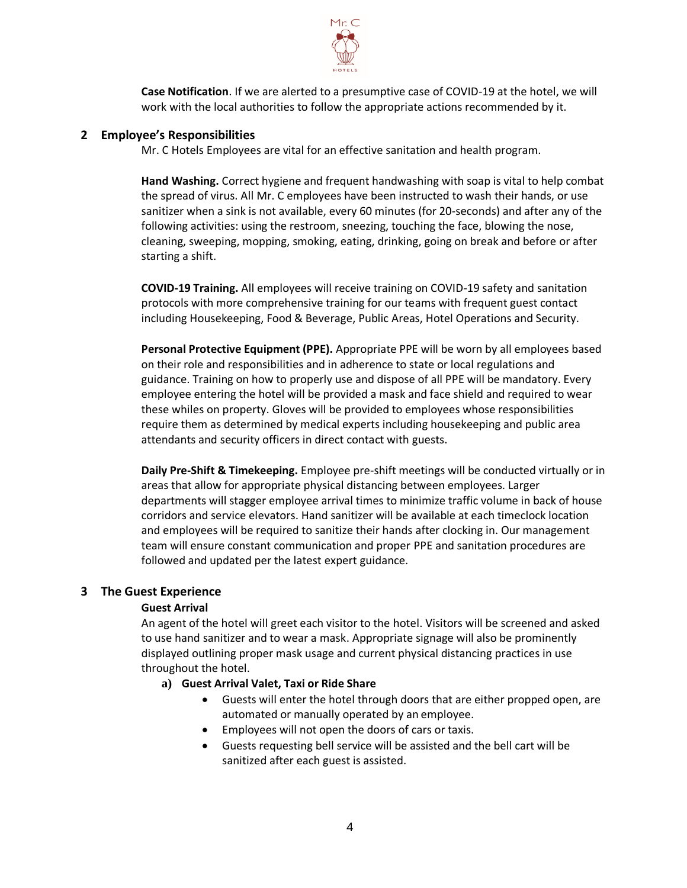**Case Notification**. If we are alerted to a presumptive case of COVID-19 at the hotel, we will work with the local authorities to follow the appropriate actions recommended by it.

## 2 Employee's Responsibilities

Mr. C Hotels Employees are vital for an effective sanitation and health program.

**Hand Washing.** Correct hygiene and frequent handwashing with soap is vital to help combat the spread of virus. All Mr. C employees have been instructed to wash their hands, or use sanitizer when a sink is not available, every 60 minutes (for 20-seconds) and after any of the following activities: using the restroom, sneezing, touching the face, blowing the nose, cleaning, sweeping, mopping, smoking, eating, drinking, going on break and before or after starting a shift.

**COVID-19 Training.** All employees will receive training on COVID-19 safety and sanitation protocols with more comprehensive training for our teams with frequent guest contact including Housekeeping, Food & Beverage, Public Areas, Hotel Operations and Security.

**Personal Protective Equipment (PPE).** Appropriate PPE will be worn by all employees based on their role and responsibilities and in adherence to state or local regulations and guidance. Training on how to properly use and dispose of all PPE will be mandatory. Every employee entering the hotel will be provided a mask and face shield and required to wear these whiles on property. Gloves will be provided to employees whose responsibilities require them as determined by medical experts including housekeeping and public area attendants and security officers in direct contact with guests.

**Daily Pre-Shift & Timekeeping.** Employee pre-shift meetings will be conducted virtually or in areas that allow for appropriate physical distancing between employees. Larger departments will stagger employee arrival times to minimize traffic volume in back of house corridors and service elevators. Hand sanitizer will be available at each timeclock location and employees will be required to sanitize their hands after clocking in. Our management team will ensure constant communication and proper PPE and sanitation procedures are followed and updated per the latest expert guidance.

## 3 The Guest Experience

**Guest Arrival**

An agent of the hotel will greet each visitor to the hotel. Visitors will be screened and asked to use hand sanitizer and to wear a mask. Appropriate signage will also be prominently displayed outlining proper mask usage and current physical distancing practices in use throughout the hotel.

**a) Guest Arrival Valet, Taxi or Ride Share**

- Guests will enter the hotel through doors that are either propped open, are automated or manually operated by an employee.
- Employees will not open the doors of cars or taxis.
- Guests requesting bell service will be assisted and the bell cart will be sanitized after each guest is assisted.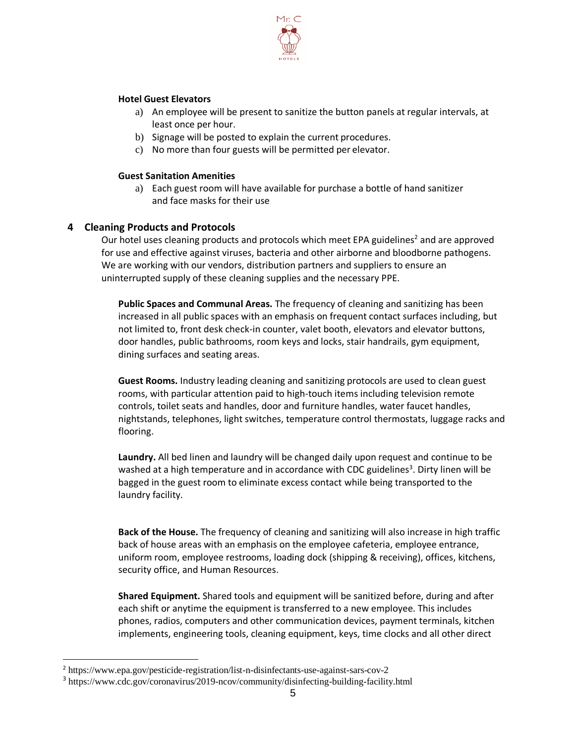### Hotel Guest Elevators

a) An employee will be present to sanitize the button panels at regular intervals, at least once per hour.
b) Signage will be posted to explain the current procedures.
c) No more than four guests will be permitted per elevator.

### Guest Sanitation Amenities

a) Each guest room will have available for purchase a bottle of hand sanitizer and face masks for their use

## 4 Cleaning Products and Protocols

Our hotel uses cleaning products and protocols which meet EPA guidelines[2] and are approved for use and effective against viruses, bacteria and other airborne and bloodborne pathogens. We are working with our vendors, distribution partners and suppliers to ensure an uninterrupted supply of these cleaning supplies and the necessary PPE.

**Public Spaces and Communal Areas.** The frequency of cleaning and sanitizing has been increased in all public spaces with an emphasis on frequent contact surfaces including, but not limited to, front desk check-in counter, valet booth, elevators and elevator buttons, door handles, public bathrooms, room keys and locks, stair handrails, gym equipment, dining surfaces and seating areas.

**Guest Rooms.** Industry leading cleaning and sanitizing protocols are used to clean guest rooms, with particular attention paid to high-touch items including television remote controls, toilet seats and handles, door and furniture handles, water faucet handles, nightstands, telephones, light switches, temperature control thermostats, luggage racks and flooring.

**Laundry.** All bed linen and laundry will be changed daily upon request and continue to be washed at a high temperature and in accordance with CDC guidelines[3]. Dirty linen will be bagged in the guest room to eliminate excess contact while being transported to the laundry facility.

**Back of the House.** The frequency of cleaning and sanitizing will also increase in high traffic back of house areas with an emphasis on the employee cafeteria, employee entrance, uniform room, employee restrooms, loading dock (shipping & receiving), offices, kitchens, security office, and Human Resources.

**Shared Equipment.** Shared tools and equipment will be sanitized before, during and after each shift or anytime the equipment is transferred to a new employee. This includes phones, radios, computers and other communication devices, payment terminals, kitchen implements, engineering tools, cleaning equipment, keys, time clocks and all other direct

[2] https://www.epa.gov/pesticide-registration/list-n-disinfectants-use-against-sars-cov-2

[3] https://www.cdc.gov/coronavirus/2019-ncov/community/disinfecting-building-facility.html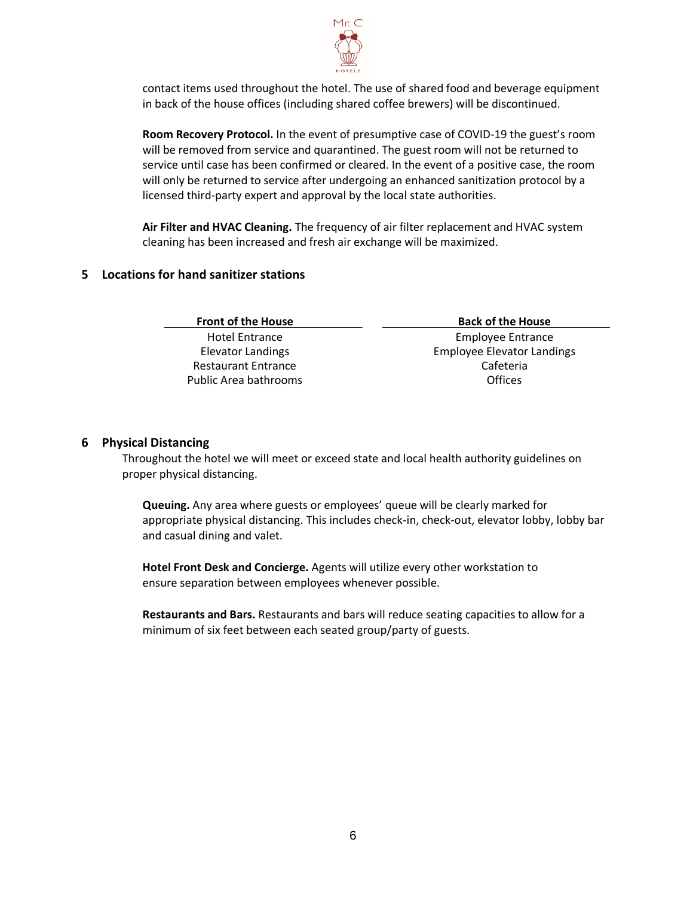contact items used throughout the hotel. The use of shared food and beverage equipment in back of the house offices (including shared coffee brewers) will be discontinued.

**Room Recovery Protocol.** In the event of presumptive case of COVID-19 the guest's room will be removed from service and quarantined. The guest room will not be returned to service until case has been confirmed or cleared. In the event of a positive case, the room will only be returned to service after undergoing an enhanced sanitization protocol by a licensed third-party expert and approval by the local state authorities.

**Air Filter and HVAC Cleaning.** The frequency of air filter replacement and HVAC system cleaning has been increased and fresh air exchange will be maximized.

## 5 Locations for hand sanitizer stations

| Front of the House | Back of the House |
|---|---|
| Hotel Entrance | Employee Entrance |
| Elevator Landings | Employee Elevator Landings |
| Restaurant Entrance | Cafeteria |
| Public Area bathrooms | Offices |

## 6 Physical Distancing

Throughout the hotel we will meet or exceed state and local health authority guidelines on proper physical distancing.

**Queuing.** Any area where guests or employees' queue will be clearly marked for appropriate physical distancing. This includes check-in, check-out, elevator lobby, lobby bar and casual dining and valet.

**Hotel Front Desk and Concierge.** Agents will utilize every other workstation to ensure separation between employees whenever possible.

**Restaurants and Bars.** Restaurants and bars will reduce seating capacities to allow for a minimum of six feet between each seated group/party of guests.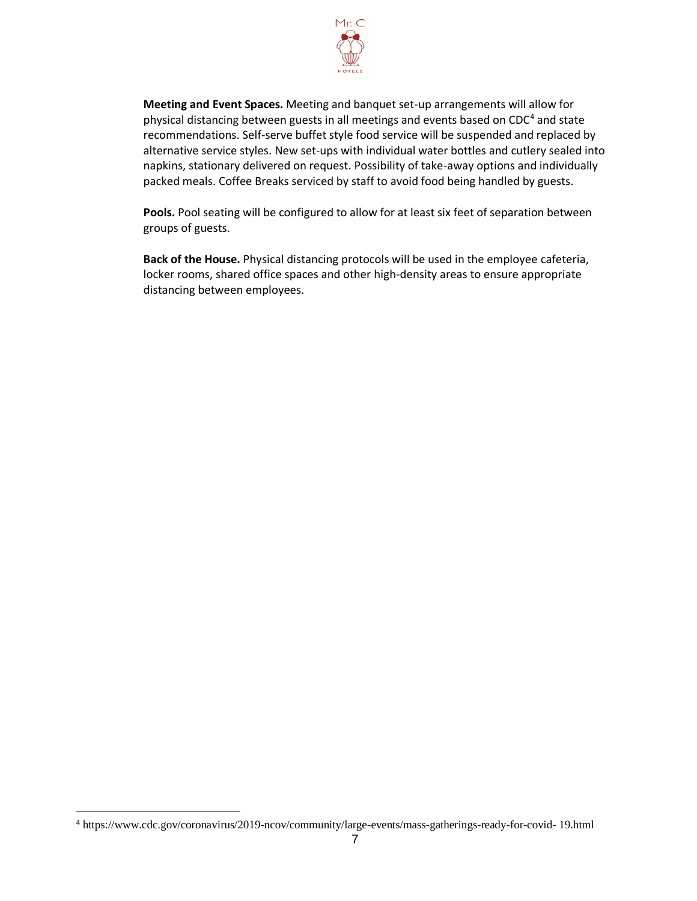**Meeting and Event Spaces.** Meeting and banquet set-up arrangements will allow for physical distancing between guests in all meetings and events based on CDC[4] and state recommendations. Self-serve buffet style food service will be suspended and replaced by alternative service styles. New set-ups with individual water bottles and cutlery sealed into napkins, stationary delivered on request. Possibility of take-away options and individually packed meals. Coffee Breaks serviced by staff to avoid food being handled by guests.

**Pools.** Pool seating will be configured to allow for at least six feet of separation between groups of guests.

**Back of the House.** Physical distancing protocols will be used in the employee cafeteria, locker rooms, shared office spaces and other high-density areas to ensure appropriate distancing between employees.

[4] https://www.cdc.gov/coronavirus/2019-ncov/community/large-events/mass-gatherings-ready-for-covid- 19.html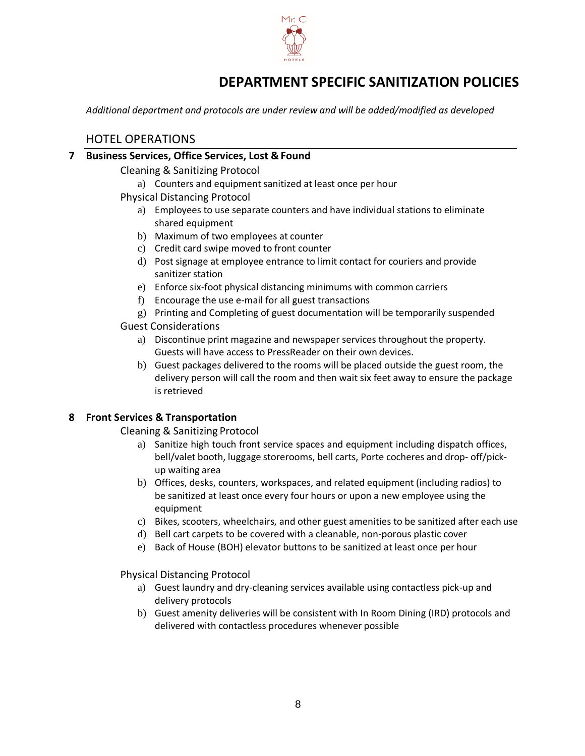# DEPARTMENT SPECIFIC SANITIZATION POLICIES

*Additional department and protocols are under review and will be added/modified as developed*

## HOTEL OPERATIONS

### 7 Business Services, Office Services, Lost & Found

Cleaning & Sanitizing Protocol

a) Counters and equipment sanitized at least once per hour

Physical Distancing Protocol

a) Employees to use separate counters and have individual stations to eliminate shared equipment
b) Maximum of two employees at counter
c) Credit card swipe moved to front counter
d) Post signage at employee entrance to limit contact for couriers and provide sanitizer station
e) Enforce six-foot physical distancing minimums with common carriers
f) Encourage the use e-mail for all guest transactions
g) Printing and Completing of guest documentation will be temporarily suspended

Guest Considerations

a) Discontinue print magazine and newspaper services throughout the property. Guests will have access to PressReader on their own devices.
b) Guest packages delivered to the rooms will be placed outside the guest room, the delivery person will call the room and then wait six feet away to ensure the package is retrieved

### 8 Front Services & Transportation

Cleaning & Sanitizing Protocol

a) Sanitize high touch front service spaces and equipment including dispatch offices, bell/valet booth, luggage storerooms, bell carts, Porte cocheres and drop- off/pick-up waiting area
b) Offices, desks, counters, workspaces, and related equipment (including radios) to be sanitized at least once every four hours or upon a new employee using the equipment
c) Bikes, scooters, wheelchairs, and other guest amenities to be sanitized after each use
d) Bell cart carpets to be covered with a cleanable, non-porous plastic cover
e) Back of House (BOH) elevator buttons to be sanitized at least once per hour

Physical Distancing Protocol

a) Guest laundry and dry-cleaning services available using contactless pick-up and delivery protocols
b) Guest amenity deliveries will be consistent with In Room Dining (IRD) protocols and delivered with contactless procedures whenever possible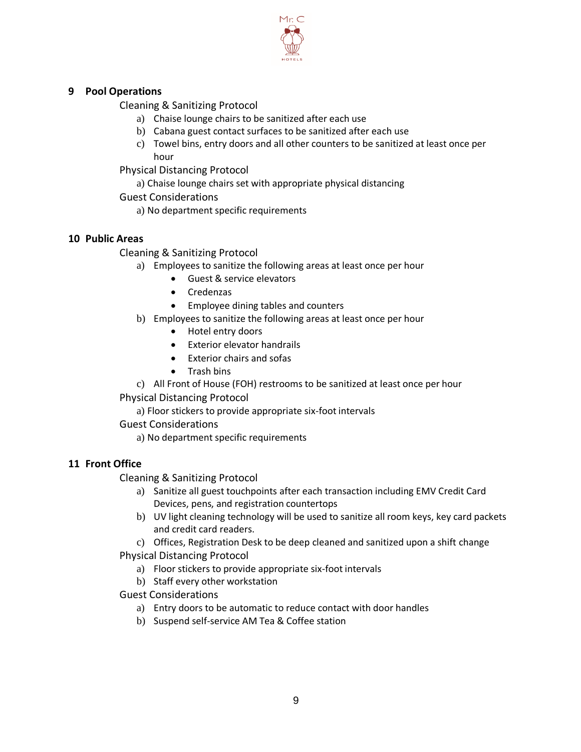## 9 Pool Operations

Cleaning & Sanitizing Protocol

a) Chaise lounge chairs to be sanitized after each use
b) Cabana guest contact surfaces to be sanitized after each use
c) Towel bins, entry doors and all other counters to be sanitized at least once per hour

Physical Distancing Protocol

a) Chaise lounge chairs set with appropriate physical distancing

Guest Considerations

a) No department specific requirements

## 10 Public Areas

Cleaning & Sanitizing Protocol

a) Employees to sanitize the following areas at least once per hour
   - Guest & service elevators
   - Credenzas
   - Employee dining tables and counters
b) Employees to sanitize the following areas at least once per hour
   - Hotel entry doors
   - Exterior elevator handrails
   - Exterior chairs and sofas
   - Trash bins
c) All Front of House (FOH) restrooms to be sanitized at least once per hour

Physical Distancing Protocol

a) Floor stickers to provide appropriate six-foot intervals

Guest Considerations

a) No department specific requirements

## 11 Front Office

Cleaning & Sanitizing Protocol

a) Sanitize all guest touchpoints after each transaction including EMV Credit Card Devices, pens, and registration countertops
b) UV light cleaning technology will be used to sanitize all room keys, key card packets and credit card readers.
c) Offices, Registration Desk to be deep cleaned and sanitized upon a shift change

Physical Distancing Protocol

a) Floor stickers to provide appropriate six-foot intervals
b) Staff every other workstation

Guest Considerations

a) Entry doors to be automatic to reduce contact with door handles
b) Suspend self-service AM Tea & Coffee station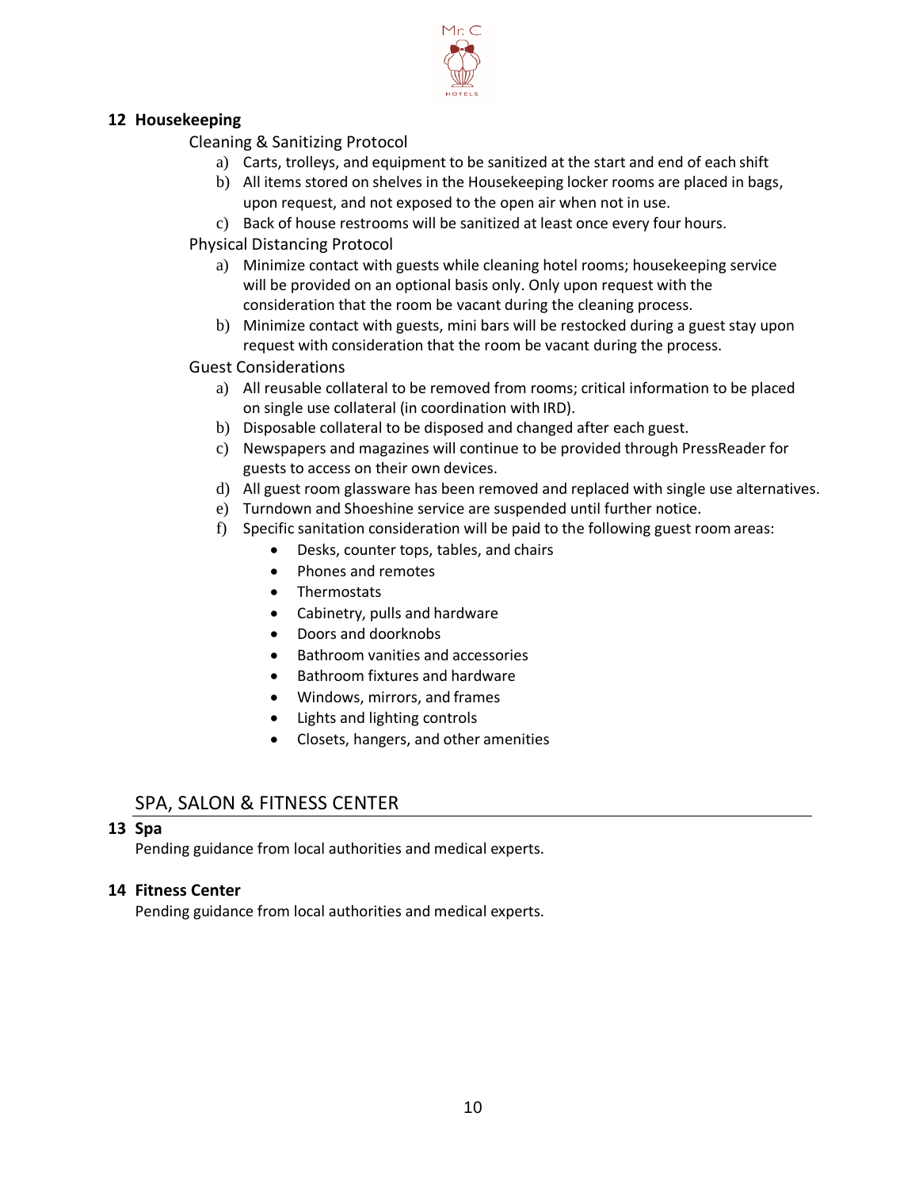## 12 Housekeeping

Cleaning & Sanitizing Protocol

a) Carts, trolleys, and equipment to be sanitized at the start and end of each shift
b) All items stored on shelves in the Housekeeping locker rooms are placed in bags, upon request, and not exposed to the open air when not in use.
c) Back of house restrooms will be sanitized at least once every four hours.

Physical Distancing Protocol

a) Minimize contact with guests while cleaning hotel rooms; housekeeping service will be provided on an optional basis only. Only upon request with the consideration that the room be vacant during the cleaning process.
b) Minimize contact with guests, mini bars will be restocked during a guest stay upon request with consideration that the room be vacant during the process.

Guest Considerations

a) All reusable collateral to be removed from rooms; critical information to be placed on single use collateral (in coordination with IRD).
b) Disposable collateral to be disposed and changed after each guest.
c) Newspapers and magazines will continue to be provided through PressReader for guests to access on their own devices.
d) All guest room glassware has been removed and replaced with single use alternatives.
e) Turndown and Shoeshine service are suspended until further notice.
f) Specific sanitation consideration will be paid to the following guest room areas:
    - Desks, counter tops, tables, and chairs
    - Phones and remotes
    - Thermostats
    - Cabinetry, pulls and hardware
    - Doors and doorknobs
    - Bathroom vanities and accessories
    - Bathroom fixtures and hardware
    - Windows, mirrors, and frames
    - Lights and lighting controls
    - Closets, hangers, and other amenities

# SPA, SALON & FITNESS CENTER

## 13 Spa

Pending guidance from local authorities and medical experts.

## 14 Fitness Center

Pending guidance from local authorities and medical experts.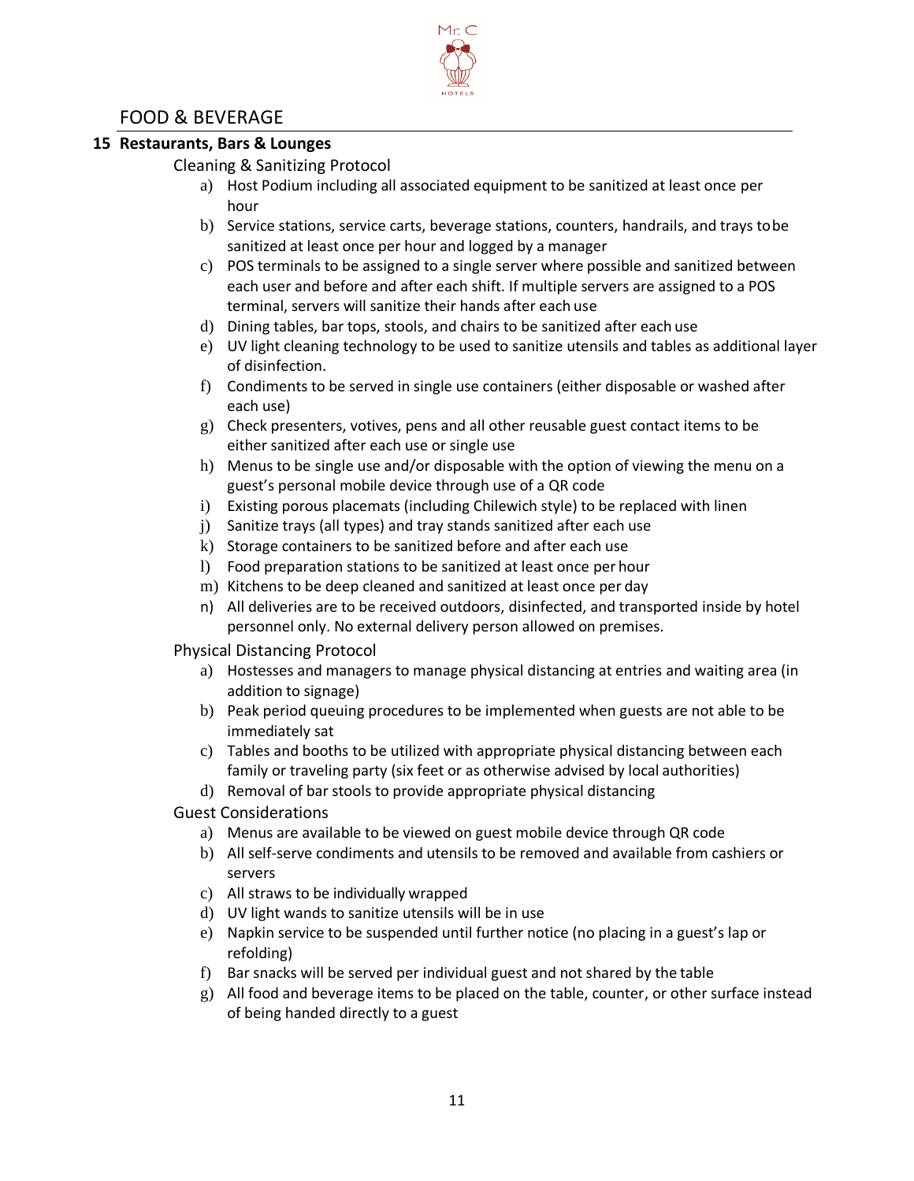# FOOD & BEVERAGE

## 15 Restaurants, Bars & Lounges

### Cleaning & Sanitizing Protocol

a) Host Podium including all associated equipment to be sanitized at least once per hour

b) Service stations, service carts, beverage stations, counters, handrails, and trays to be sanitized at least once per hour and logged by a manager

c) POS terminals to be assigned to a single server where possible and sanitized between each user and before and after each shift. If multiple servers are assigned to a POS terminal, servers will sanitize their hands after each use

d) Dining tables, bar tops, stools, and chairs to be sanitized after each use

e) UV light cleaning technology to be used to sanitize utensils and tables as additional layer of disinfection.

f) Condiments to be served in single use containers (either disposable or washed after each use)

g) Check presenters, votives, pens and all other reusable guest contact items to be either sanitized after each use or single use

h) Menus to be single use and/or disposable with the option of viewing the menu on a guest's personal mobile device through use of a QR code

i) Existing porous placemats (including Chilewich style) to be replaced with linen

j) Sanitize trays (all types) and tray stands sanitized after each use

k) Storage containers to be sanitized before and after each use

l) Food preparation stations to be sanitized at least once per hour

m) Kitchens to be deep cleaned and sanitized at least once per day

n) All deliveries are to be received outdoors, disinfected, and transported inside by hotel personnel only. No external delivery person allowed on premises.

### Physical Distancing Protocol

a) Hostesses and managers to manage physical distancing at entries and waiting area (in addition to signage)

b) Peak period queuing procedures to be implemented when guests are not able to be immediately sat

c) Tables and booths to be utilized with appropriate physical distancing between each family or traveling party (six feet or as otherwise advised by local authorities)

d) Removal of bar stools to provide appropriate physical distancing

### Guest Considerations

a) Menus are available to be viewed on guest mobile device through QR code

b) All self-serve condiments and utensils to be removed and available from cashiers or servers

c) All straws to be individually wrapped

d) UV light wands to sanitize utensils will be in use

e) Napkin service to be suspended until further notice (no placing in a guest's lap or refolding)

f) Bar snacks will be served per individual guest and not shared by the table

g) All food and beverage items to be placed on the table, counter, or other surface instead of being handed directly to a guest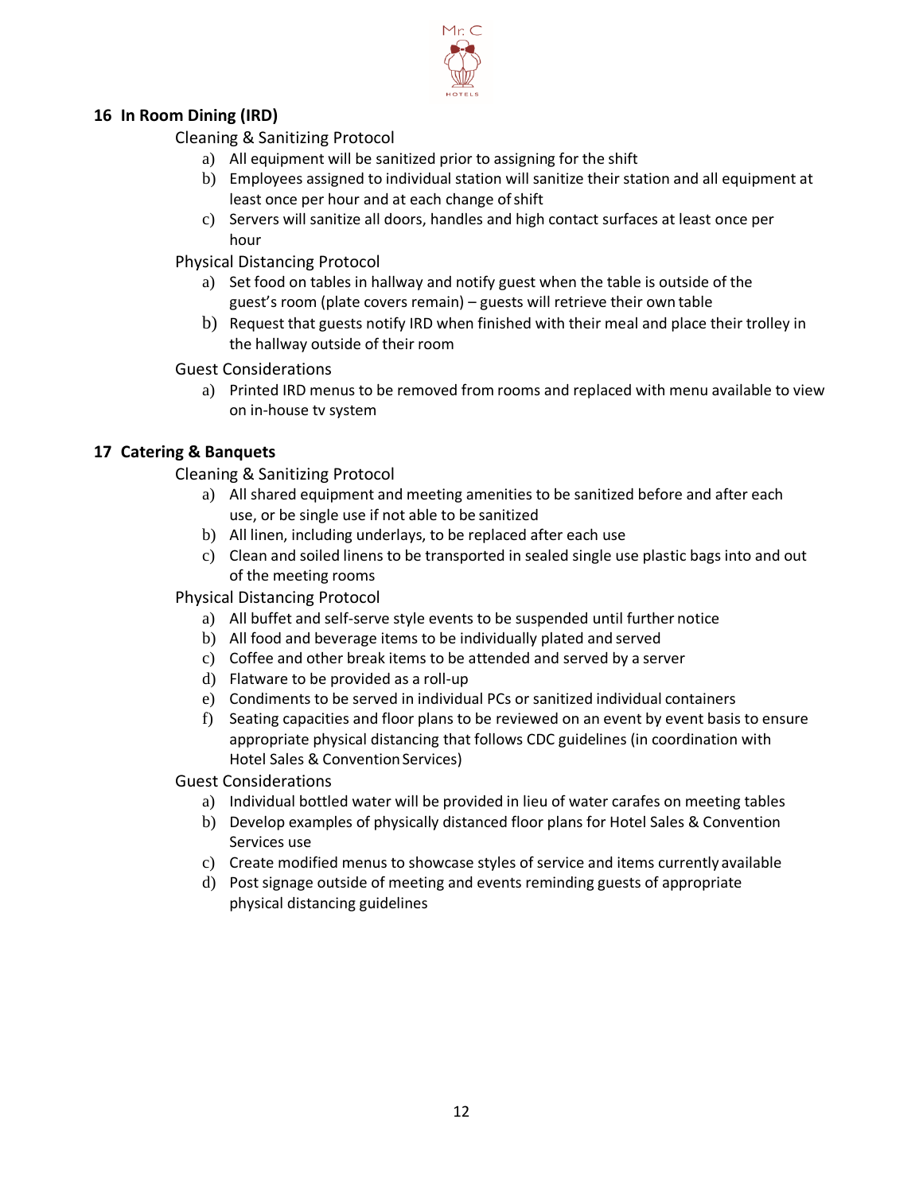## 16 In Room Dining (IRD)

Cleaning & Sanitizing Protocol

a) All equipment will be sanitized prior to assigning for the shift
b) Employees assigned to individual station will sanitize their station and all equipment at least once per hour and at each change of shift
c) Servers will sanitize all doors, handles and high contact surfaces at least once per hour

Physical Distancing Protocol

a) Set food on tables in hallway and notify guest when the table is outside of the guest's room (plate covers remain) – guests will retrieve their own table
b) Request that guests notify IRD when finished with their meal and place their trolley in the hallway outside of their room

Guest Considerations

a) Printed IRD menus to be removed from rooms and replaced with menu available to view on in-house tv system

## 17 Catering & Banquets

Cleaning & Sanitizing Protocol

a) All shared equipment and meeting amenities to be sanitized before and after each use, or be single use if not able to be sanitized
b) All linen, including underlays, to be replaced after each use
c) Clean and soiled linens to be transported in sealed single use plastic bags into and out of the meeting rooms

Physical Distancing Protocol

a) All buffet and self-serve style events to be suspended until further notice
b) All food and beverage items to be individually plated and served
c) Coffee and other break items to be attended and served by a server
d) Flatware to be provided as a roll-up
e) Condiments to be served in individual PCs or sanitized individual containers
f) Seating capacities and floor plans to be reviewed on an event by event basis to ensure appropriate physical distancing that follows CDC guidelines (in coordination with Hotel Sales & Convention Services)

Guest Considerations

a) Individual bottled water will be provided in lieu of water carafes on meeting tables
b) Develop examples of physically distanced floor plans for Hotel Sales & Convention Services use
c) Create modified menus to showcase styles of service and items currently available
d) Post signage outside of meeting and events reminding guests of appropriate physical distancing guidelines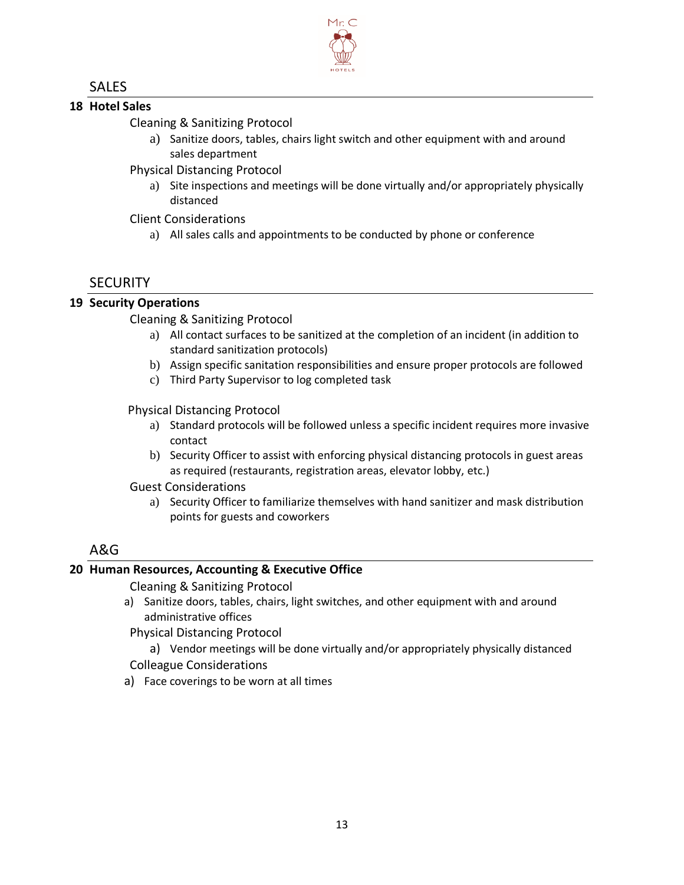## SALES

### 18 Hotel Sales

Cleaning & Sanitizing Protocol

a) Sanitize doors, tables, chairs light switch and other equipment with and around sales department

Physical Distancing Protocol

a) Site inspections and meetings will be done virtually and/or appropriately physically distanced

Client Considerations

a) All sales calls and appointments to be conducted by phone or conference

## SECURITY

### 19 Security Operations

Cleaning & Sanitizing Protocol

a) All contact surfaces to be sanitized at the completion of an incident (in addition to standard sanitization protocols)
b) Assign specific sanitation responsibilities and ensure proper protocols are followed
c) Third Party Supervisor to log completed task

Physical Distancing Protocol

a) Standard protocols will be followed unless a specific incident requires more invasive contact
b) Security Officer to assist with enforcing physical distancing protocols in guest areas as required (restaurants, registration areas, elevator lobby, etc.)

Guest Considerations

a) Security Officer to familiarize themselves with hand sanitizer and mask distribution points for guests and coworkers

## A&G

### 20 Human Resources, Accounting & Executive Office

Cleaning & Sanitizing Protocol

a) Sanitize doors, tables, chairs, light switches, and other equipment with and around administrative offices

Physical Distancing Protocol

a) Vendor meetings will be done virtually and/or appropriately physically distanced

Colleague Considerations

a) Face coverings to be worn at all times